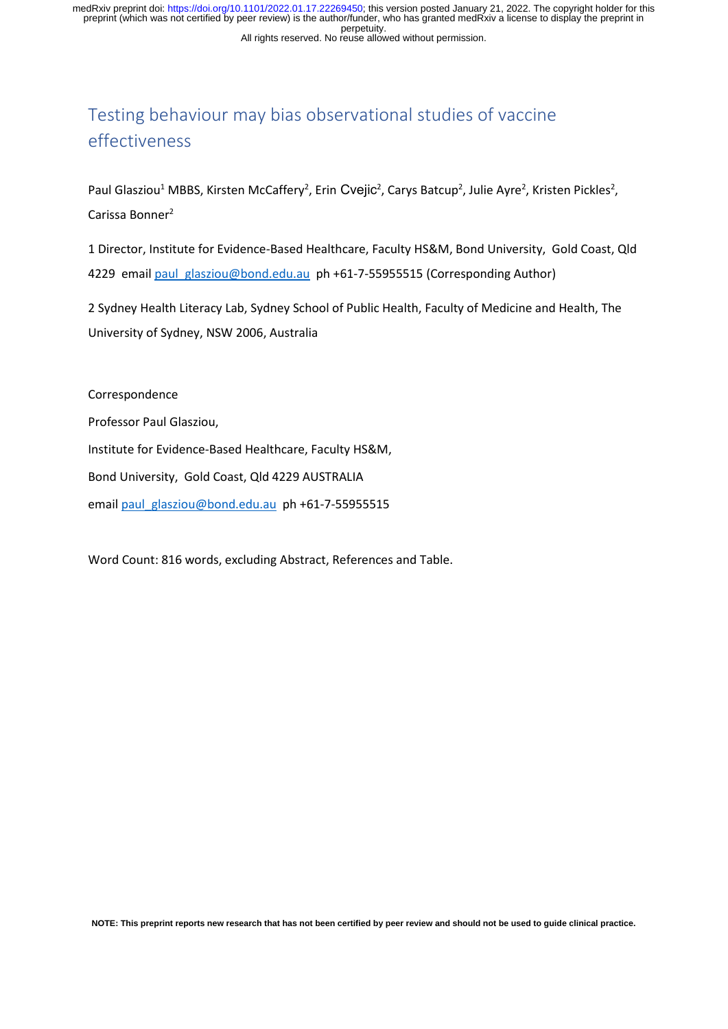# Testing behaviour may bias observational studies of vaccine effectiveness

Paul Glasziou[1] MBBS, Kirsten McCaffery[2], Erin Cvejic[2], Carys Batcup[2], Julie Ayre[2], Kristen Pickles[2], Carissa Bonner[2]

1 Director, Institute for Evidence-Based Healthcare, Faculty HS&M, Bond University, Gold Coast, Qld 4229 email paul_glasziou@bond.edu.au ph +61-7-55955515 (Corresponding Author)

2 Sydney Health Literacy Lab, Sydney School of Public Health, Faculty of Medicine and Health, The University of Sydney, NSW 2006, Australia

Correspondence

Professor Paul Glasziou,

Institute for Evidence-Based Healthcare, Faculty HS&M,

Bond University, Gold Coast, Qld 4229 AUSTRALIA

email paul_glasziou@bond.edu.au ph +61-7-55955515

Word Count: 816 words, excluding Abstract, References and Table.

NOTE: This preprint reports new research that has not been certified by peer review and should not be used to guide clinical practice.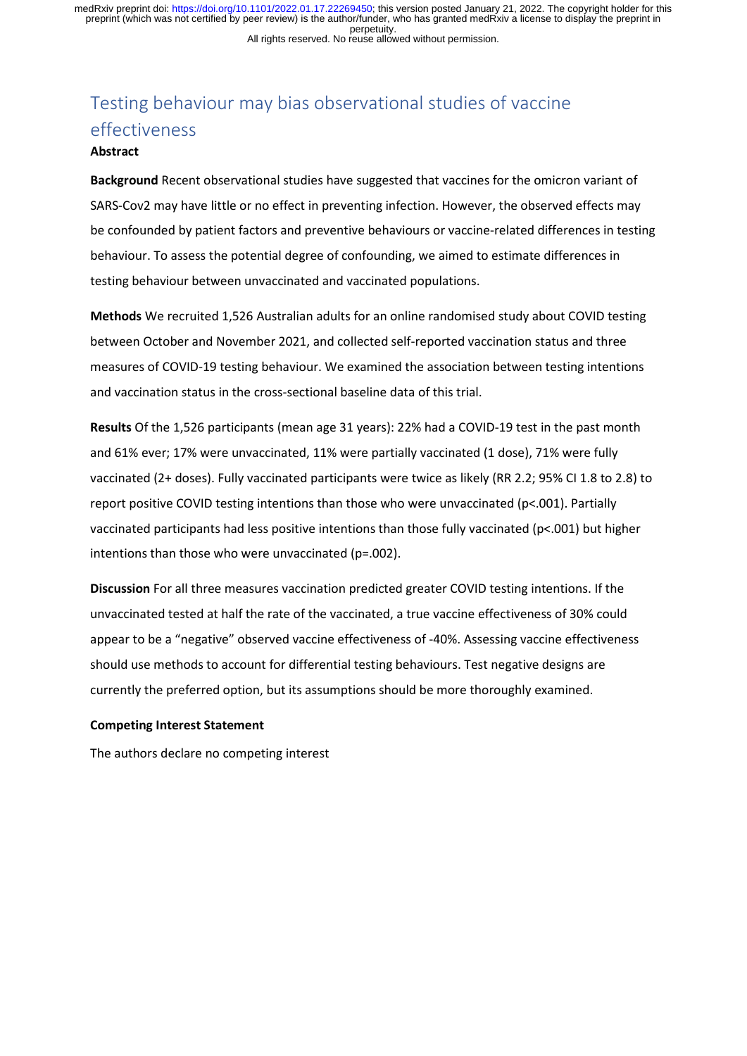# Testing behaviour may bias observational studies of vaccine effectiveness

## Abstract

**Background** Recent observational studies have suggested that vaccines for the omicron variant of SARS-Cov2 may have little or no effect in preventing infection. However, the observed effects may be confounded by patient factors and preventive behaviours or vaccine-related differences in testing behaviour. To assess the potential degree of confounding, we aimed to estimate differences in testing behaviour between unvaccinated and vaccinated populations.

**Methods** We recruited 1,526 Australian adults for an online randomised study about COVID testing between October and November 2021, and collected self-reported vaccination status and three measures of COVID-19 testing behaviour. We examined the association between testing intentions and vaccination status in the cross-sectional baseline data of this trial.

**Results** Of the 1,526 participants (mean age 31 years): 22% had a COVID-19 test in the past month and 61% ever; 17% were unvaccinated, 11% were partially vaccinated (1 dose), 71% were fully vaccinated (2+ doses). Fully vaccinated participants were twice as likely (RR 2.2; 95% CI 1.8 to 2.8) to report positive COVID testing intentions than those who were unvaccinated (p<.001). Partially vaccinated participants had less positive intentions than those fully vaccinated (p<.001) but higher intentions than those who were unvaccinated (p=.002).

**Discussion** For all three measures vaccination predicted greater COVID testing intentions. If the unvaccinated tested at half the rate of the vaccinated, a true vaccine effectiveness of 30% could appear to be a "negative" observed vaccine effectiveness of -40%. Assessing vaccine effectiveness should use methods to account for differential testing behaviours. Test negative designs are currently the preferred option, but its assumptions should be more thoroughly examined.

**Competing Interest Statement**

The authors declare no competing interest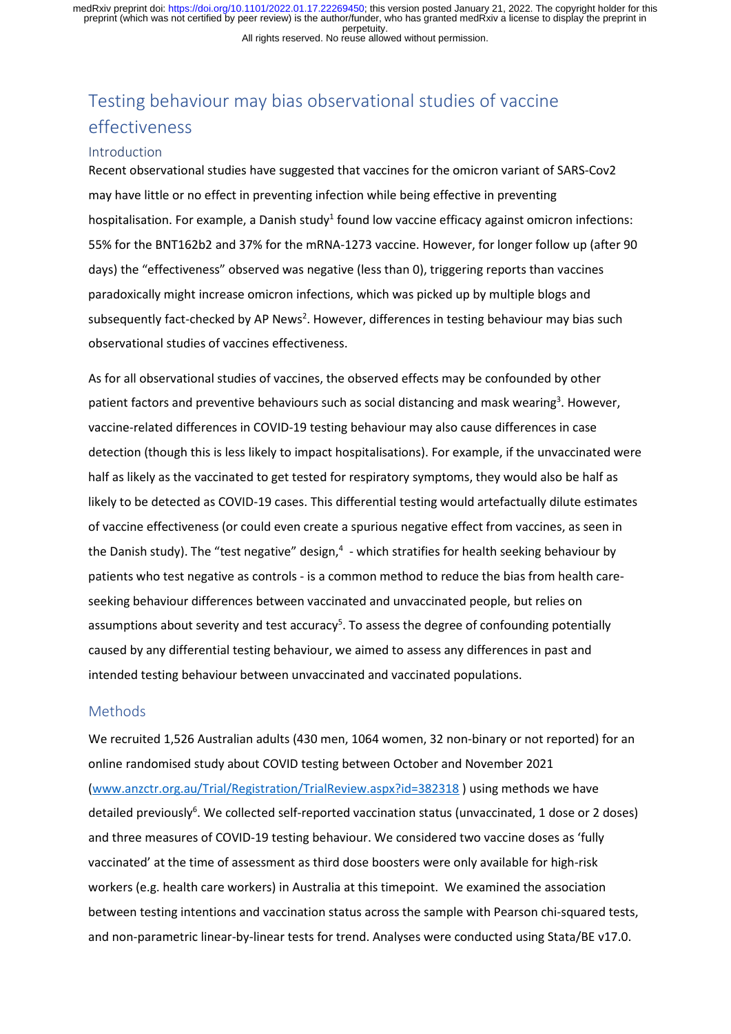# Testing behaviour may bias observational studies of vaccine effectiveness

## Introduction

Recent observational studies have suggested that vaccines for the omicron variant of SARS-Cov2 may have little or no effect in preventing infection while being effective in preventing hospitalisation. For example, a Danish study[1] found low vaccine efficacy against omicron infections: 55% for the BNT162b2 and 37% for the mRNA-1273 vaccine. However, for longer follow up (after 90 days) the "effectiveness" observed was negative (less than 0), triggering reports than vaccines paradoxically might increase omicron infections, which was picked up by multiple blogs and subsequently fact-checked by AP News[2]. However, differences in testing behaviour may bias such observational studies of vaccines effectiveness.

As for all observational studies of vaccines, the observed effects may be confounded by other patient factors and preventive behaviours such as social distancing and mask wearing[3]. However, vaccine-related differences in COVID-19 testing behaviour may also cause differences in case detection (though this is less likely to impact hospitalisations). For example, if the unvaccinated were half as likely as the vaccinated to get tested for respiratory symptoms, they would also be half as likely to be detected as COVID-19 cases. This differential testing would artefactually dilute estimates of vaccine effectiveness (or could even create a spurious negative effect from vaccines, as seen in the Danish study). The "test negative" design,[4] - which stratifies for health seeking behaviour by patients who test negative as controls - is a common method to reduce the bias from health care-seeking behaviour differences between vaccinated and unvaccinated people, but relies on assumptions about severity and test accuracy[5]. To assess the degree of confounding potentially caused by any differential testing behaviour, we aimed to assess any differences in past and intended testing behaviour between unvaccinated and vaccinated populations.

## Methods

We recruited 1,526 Australian adults (430 men, 1064 women, 32 non-binary or not reported) for an online randomised study about COVID testing between October and November 2021 ([www.anzctr.org.au/Trial/Registration/TrialReview.aspx?id=382318](www.anzctr.org.au/Trial/Registration/TrialReview.aspx?id=382318) ) using methods we have detailed previously[6]. We collected self-reported vaccination status (unvaccinated, 1 dose or 2 doses) and three measures of COVID-19 testing behaviour. We considered two vaccine doses as 'fully vaccinated' at the time of assessment as third dose boosters were only available for high-risk workers (e.g. health care workers) in Australia at this timepoint. We examined the association between testing intentions and vaccination status across the sample with Pearson chi-squared tests, and non-parametric linear-by-linear tests for trend. Analyses were conducted using Stata/BE v17.0.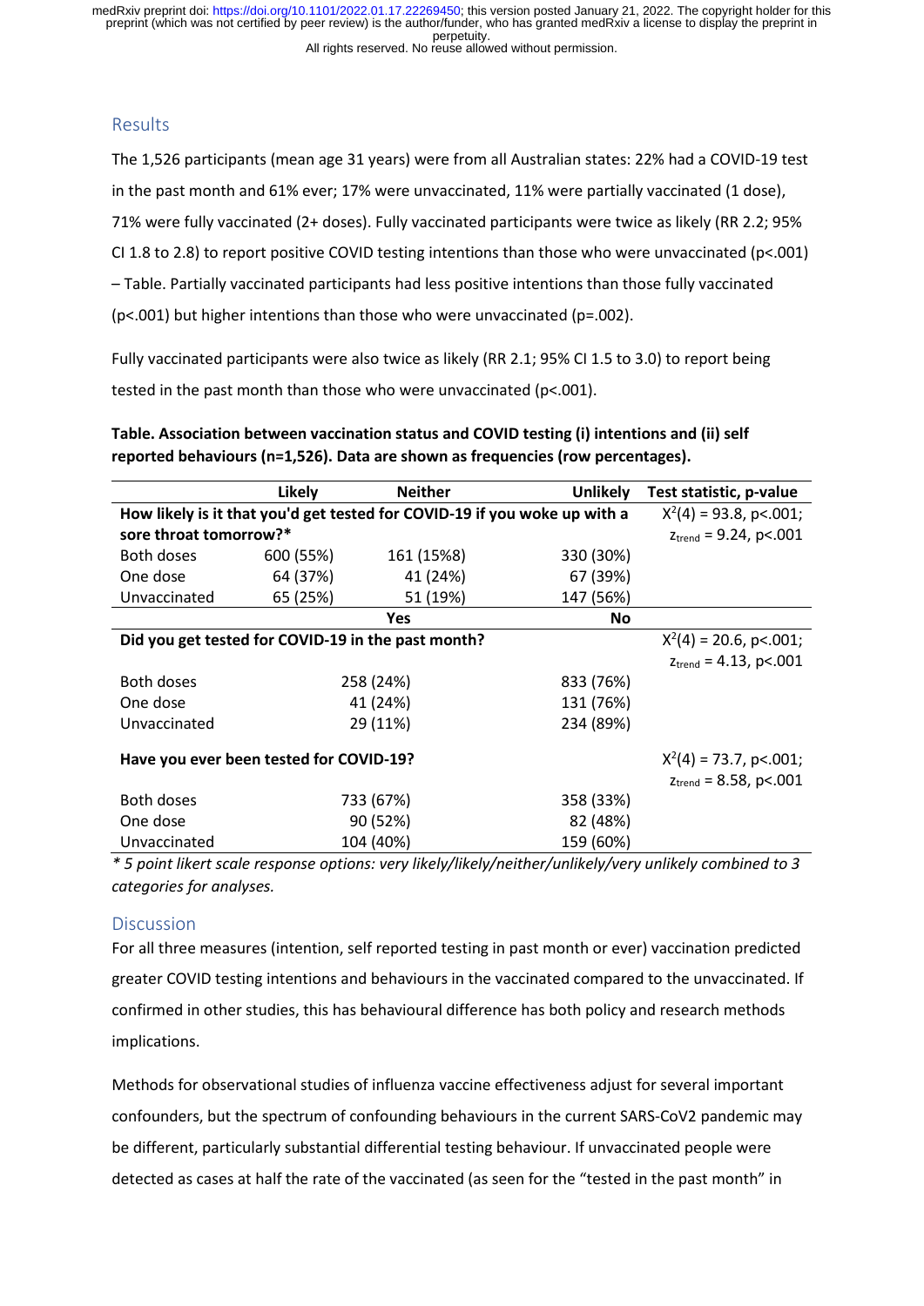## Results

The 1,526 participants (mean age 31 years) were from all Australian states: 22% had a COVID-19 test in the past month and 61% ever; 17% were unvaccinated, 11% were partially vaccinated (1 dose), 71% were fully vaccinated (2+ doses). Fully vaccinated participants were twice as likely (RR 2.2; 95% CI 1.8 to 2.8) to report positive COVID testing intentions than those who were unvaccinated (p<.001) – Table. Partially vaccinated participants had less positive intentions than those fully vaccinated (p<.001) but higher intentions than those who were unvaccinated (p=.002).

Fully vaccinated participants were also twice as likely (RR 2.1; 95% CI 1.5 to 3.0) to report being tested in the past month than those who were unvaccinated (p<.001).

**Table. Association between vaccination status and COVID testing (i) intentions and (ii) self reported behaviours (n=1,526). Data are shown as frequencies (row percentages).**

| | Likely | Neither | Unlikely | Test statistic, p-value |
|---|---|---|---|---|
| **How likely is it that you'd get tested for COVID-19 if you woke up with a sore throat tomorrow?*** | | | | $X^2(4) = 93.8$, p<.001; $z_{trend} = 9.24$, p<.001 |
| Both doses | 600 (55%) | 161 (15%8) | 330 (30%) | |
| One dose | 64 (37%) | 41 (24%) | 67 (39%) | |
| Unvaccinated | 65 (25%) | 51 (19%) | 147 (56%) | |
| | | **Yes** | **No** | |
| **Did you get tested for COVID-19 in the past month?** | | | | $X^2(4) = 20.6$, p<.001; $z_{trend} = 4.13$, p<.001 |
| Both doses | | 258 (24%) | 833 (76%) | |
| One dose | | 41 (24%) | 131 (76%) | |
| Unvaccinated | | 29 (11%) | 234 (89%) | |
| **Have you ever been tested for COVID-19?** | | | | $X^2(4) = 73.7$, p<.001; $z_{trend} = 8.58$, p<.001 |
| Both doses | | 733 (67%) | 358 (33%) | |
| One dose | | 90 (52%) | 82 (48%) | |
| Unvaccinated | | 104 (40%) | 159 (60%) | |

*\* 5 point likert scale response options: very likely/likely/neither/unlikely/very unlikely combined to 3 categories for analyses.*

## Discussion

For all three measures (intention, self reported testing in past month or ever) vaccination predicted greater COVID testing intentions and behaviours in the vaccinated compared to the unvaccinated. If confirmed in other studies, this has behavioural difference has both policy and research methods implications.

Methods for observational studies of influenza vaccine effectiveness adjust for several important confounders, but the spectrum of confounding behaviours in the current SARS-CoV2 pandemic may be different, particularly substantial differential testing behaviour. If unvaccinated people were detected as cases at half the rate of the vaccinated (as seen for the "tested in the past month" in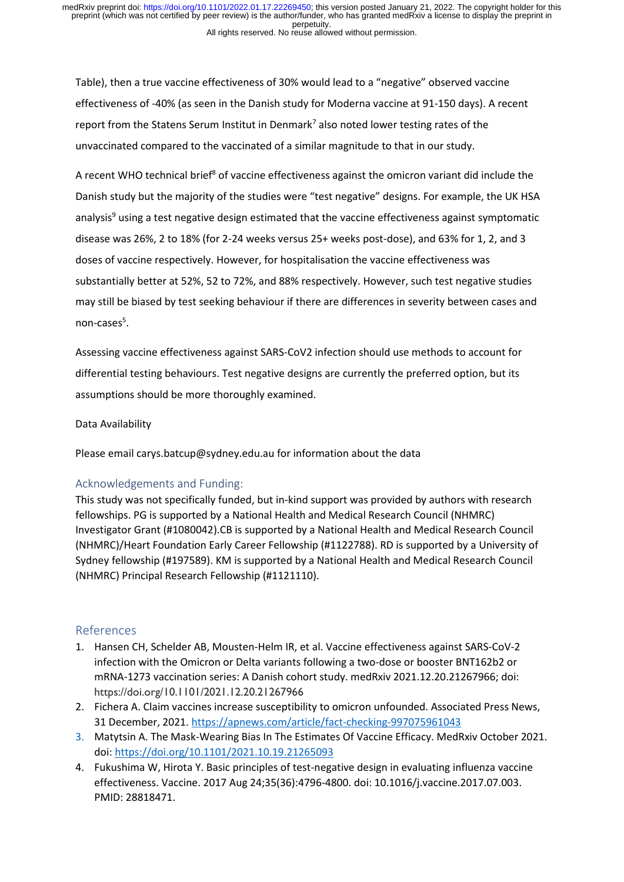Table), then a true vaccine effectiveness of 30% would lead to a "negative" observed vaccine effectiveness of -40% (as seen in the Danish study for Moderna vaccine at 91-150 days). A recent report from the Statens Serum Institut in Denmark[7] also noted lower testing rates of the unvaccinated compared to the vaccinated of a similar magnitude to that in our study.

A recent WHO technical brief[8] of vaccine effectiveness against the omicron variant did include the Danish study but the majority of the studies were "test negative" designs. For example, the UK HSA analysis[9] using a test negative design estimated that the vaccine effectiveness against symptomatic disease was 26%, 2 to 18% (for 2-24 weeks versus 25+ weeks post-dose), and 63% for 1, 2, and 3 doses of vaccine respectively. However, for hospitalisation the vaccine effectiveness was substantially better at 52%, 52 to 72%, and 88% respectively. However, such test negative studies may still be biased by test seeking behaviour if there are differences in severity between cases and non-cases[5].

Assessing vaccine effectiveness against SARS-CoV2 infection should use methods to account for differential testing behaviours. Test negative designs are currently the preferred option, but its assumptions should be more thoroughly examined.

Data Availability

Please email carys.batcup@sydney.edu.au for information about the data

## Acknowledgements and Funding:

This study was not specifically funded, but in-kind support was provided by authors with research fellowships. PG is supported by a National Health and Medical Research Council (NHMRC) Investigator Grant (#1080042).CB is supported by a National Health and Medical Research Council (NHMRC)/Heart Foundation Early Career Fellowship (#1122788). RD is supported by a University of Sydney fellowship (#197589). KM is supported by a National Health and Medical Research Council (NHMRC) Principal Research Fellowship (#1121110).

## References

1. Hansen CH, Schelder AB, Mousten-Helm IR, et al. Vaccine effectiveness against SARS-CoV-2 infection with the Omicron or Delta variants following a two-dose or booster BNT162b2 or mRNA-1273 vaccination series: A Danish cohort study. medRxiv 2021.12.20.21267966; doi: https://doi.org/10.1101/2021.12.20.21267966
2. Fichera A. Claim vaccines increase susceptibility to omicron unfounded. Associated Press News, 31 December, 2021. https://apnews.com/article/fact-checking-997075961043
3. Matytsin A. The Mask-Wearing Bias In The Estimates Of Vaccine Efficacy. MedRxiv October 2021. doi: https://doi.org/10.1101/2021.10.19.21265093
4. Fukushima W, Hirota Y. Basic principles of test-negative design in evaluating influenza vaccine effectiveness. Vaccine. 2017 Aug 24;35(36):4796-4800. doi: 10.1016/j.vaccine.2017.07.003. PMID: 28818471.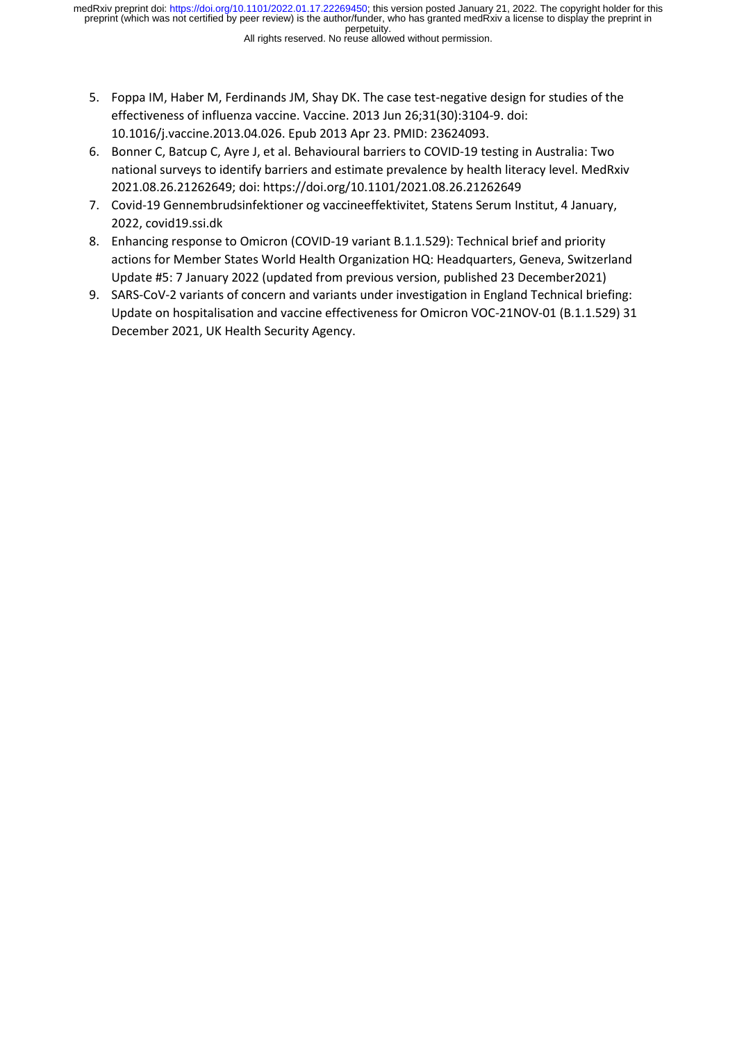5. Foppa IM, Haber M, Ferdinands JM, Shay DK. The case test-negative design for studies of the effectiveness of influenza vaccine. Vaccine. 2013 Jun 26;31(30):3104-9. doi: 10.1016/j.vaccine.2013.04.026. Epub 2013 Apr 23. PMID: 23624093.
6. Bonner C, Batcup C, Ayre J, et al. Behavioural barriers to COVID-19 testing in Australia: Two national surveys to identify barriers and estimate prevalence by health literacy level. MedRxiv 2021.08.26.21262649; doi: https://doi.org/10.1101/2021.08.26.21262649
7. Covid-19 Gennembrudsinfektioner og vaccineeffektivitet, Statens Serum Institut, 4 January, 2022, covid19.ssi.dk
8. Enhancing response to Omicron (COVID-19 variant B.1.1.529): Technical brief and priority actions for Member States World Health Organization HQ: Headquarters, Geneva, Switzerland Update #5: 7 January 2022 (updated from previous version, published 23 December2021)
9. SARS-CoV-2 variants of concern and variants under investigation in England Technical briefing: Update on hospitalisation and vaccine effectiveness for Omicron VOC-21NOV-01 (B.1.1.529) 31 December 2021, UK Health Security Agency.